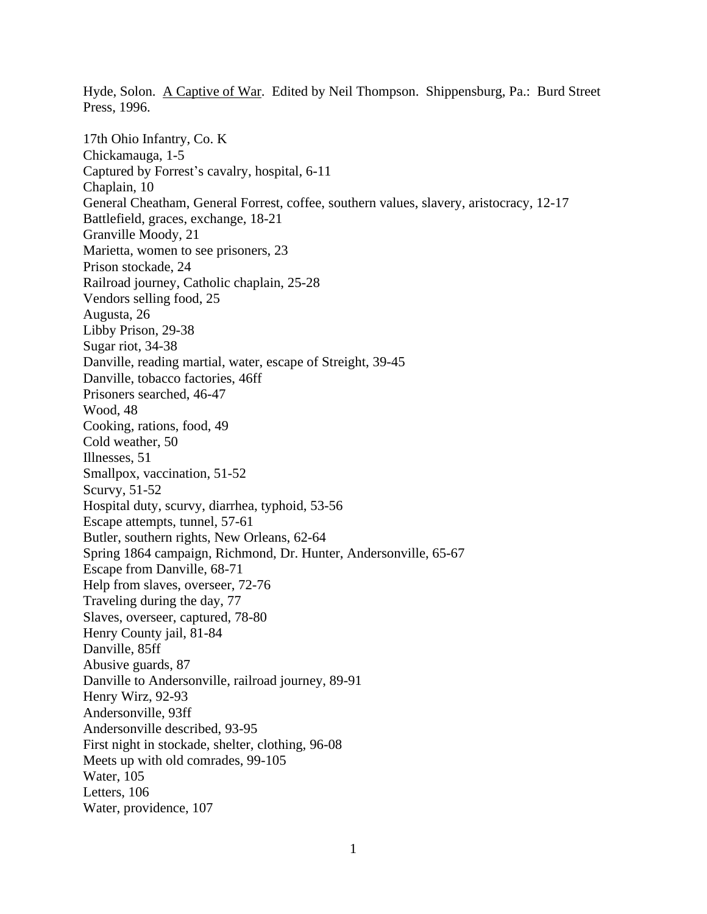Hyde, Solon. A Captive of War. Edited by Neil Thompson. Shippensburg, Pa.: Burd Street Press, 1996.

17th Ohio Infantry, Co. K  
Chickamauga, 1-5  
Captured by Forrest's cavalry, hospital, 6-11  
Chaplain, 10  
General Cheatham, General Forrest, coffee, southern values, slavery, aristocracy, 12-17  
Battlefield, graces, exchange, 18-21  
Granville Moody, 21  
Marietta, women to see prisoners, 23  
Prison stockade, 24  
Railroad journey, Catholic chaplain, 25-28  
Vendors selling food, 25  
Augusta, 26  
Libby Prison, 29-38  
Sugar riot, 34-38  
Danville, reading martial, water, escape of Streight, 39-45  
Danville, tobacco factories, 46ff  
Prisoners searched, 46-47  
Wood, 48  
Cooking, rations, food, 49  
Cold weather, 50  
Illnesses, 51  
Smallpox, vaccination, 51-52  
Scurvy, 51-52  
Hospital duty, scurvy, diarrhea, typhoid, 53-56  
Escape attempts, tunnel, 57-61  
Butler, southern rights, New Orleans, 62-64  
Spring 1864 campaign, Richmond, Dr. Hunter, Andersonville, 65-67  
Escape from Danville, 68-71  
Help from slaves, overseer, 72-76  
Traveling during the day, 77  
Slaves, overseer, captured, 78-80  
Henry County jail, 81-84  
Danville, 85ff  
Abusive guards, 87  
Danville to Andersonville, railroad journey, 89-91  
Henry Wirz, 92-93  
Andersonville, 93ff  
Andersonville described, 93-95  
First night in stockade, shelter, clothing, 96-08  
Meets up with old comrades, 99-105  
Water, 105  
Letters, 106  
Water, providence, 107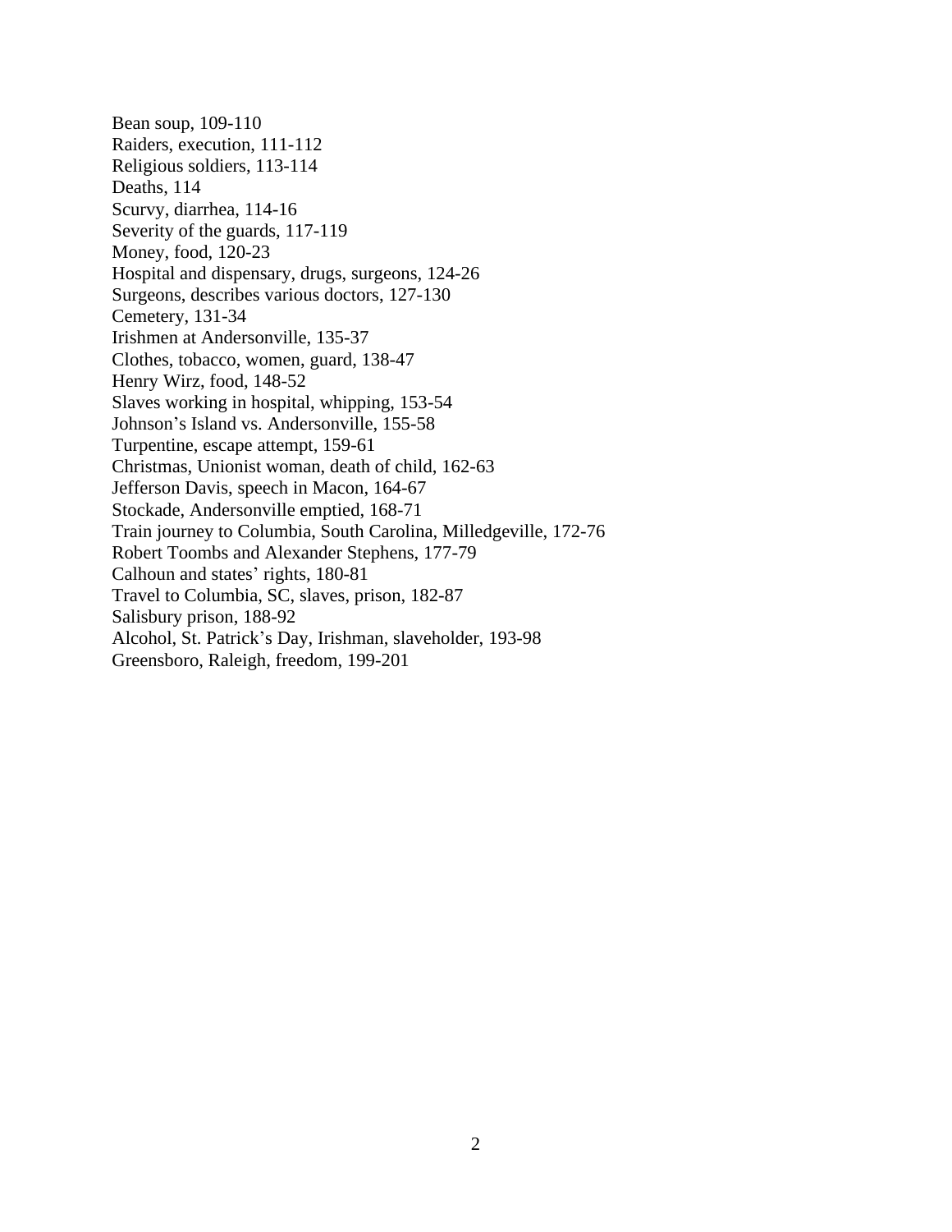Bean soup, 109-110
Raiders, execution, 111-112
Religious soldiers, 113-114
Deaths, 114
Scurvy, diarrhea, 114-16
Severity of the guards, 117-119
Money, food, 120-23
Hospital and dispensary, drugs, surgeons, 124-26
Surgeons, describes various doctors, 127-130
Cemetery, 131-34
Irishmen at Andersonville, 135-37
Clothes, tobacco, women, guard, 138-47
Henry Wirz, food, 148-52
Slaves working in hospital, whipping, 153-54
Johnson's Island vs. Andersonville, 155-58
Turpentine, escape attempt, 159-61
Christmas, Unionist woman, death of child, 162-63
Jefferson Davis, speech in Macon, 164-67
Stockade, Andersonville emptied, 168-71
Train journey to Columbia, South Carolina, Milledgeville, 172-76
Robert Toombs and Alexander Stephens, 177-79
Calhoun and states' rights, 180-81
Travel to Columbia, SC, slaves, prison, 182-87
Salisbury prison, 188-92
Alcohol, St. Patrick's Day, Irishman, slaveholder, 193-98
Greensboro, Raleigh, freedom, 199-201